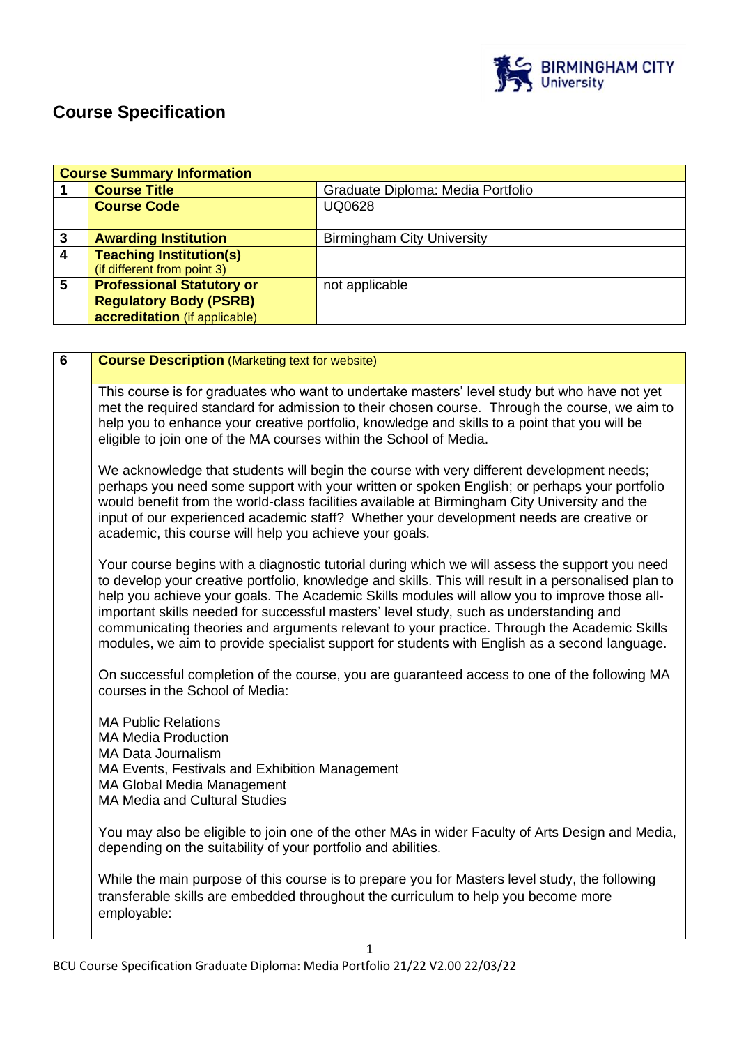# Course Specification

| Course Summary Information | | |
|---|---|---|
| 1 | **Course Title** | Graduate Diploma: Media Portfolio |
| | **Course Code** | UQ0628 |
| 3 | **Awarding Institution** | Birmingham City University |
| 4 | **Teaching Institution(s)** (if different from point 3) | |
| 5 | **Professional Statutory or Regulatory Body (PSRB) accreditation** (if applicable) | not applicable |

| 6 | **Course Description** (Marketing text for website) |
|---|---|
| | This course is for graduates who want to undertake masters' level study but who have not yet met the required standard for admission to their chosen course. Through the course, we aim to help you to enhance your creative portfolio, knowledge and skills to a point that you will be eligible to join one of the MA courses within the School of Media.<br><br>We acknowledge that students will begin the course with very different development needs; perhaps you need some support with your written or spoken English; or perhaps your portfolio would benefit from the world-class facilities available at Birmingham City University and the input of our experienced academic staff? Whether your development needs are creative or academic, this course will help you achieve your goals.<br><br>Your course begins with a diagnostic tutorial during which we will assess the support you need to develop your creative portfolio, knowledge and skills. This will result in a personalised plan to help you achieve your goals. The Academic Skills modules will allow you to improve those all-important skills needed for successful masters' level study, such as understanding and communicating theories and arguments relevant to your practice. Through the Academic Skills modules, we aim to provide specialist support for students with English as a second language.<br><br>On successful completion of the course, you are guaranteed access to one of the following MA courses in the School of Media:<br><br>MA Public Relations<br>MA Media Production<br>MA Data Journalism<br>MA Events, Festivals and Exhibition Management<br>MA Global Media Management<br>MA Media and Cultural Studies<br><br>You may also be eligible to join one of the other MAs in wider Faculty of Arts Design and Media, depending on the suitability of your portfolio and abilities.<br><br>While the main purpose of this course is to prepare you for Masters level study, the following transferable skills are embedded throughout the curriculum to help you become more employable: |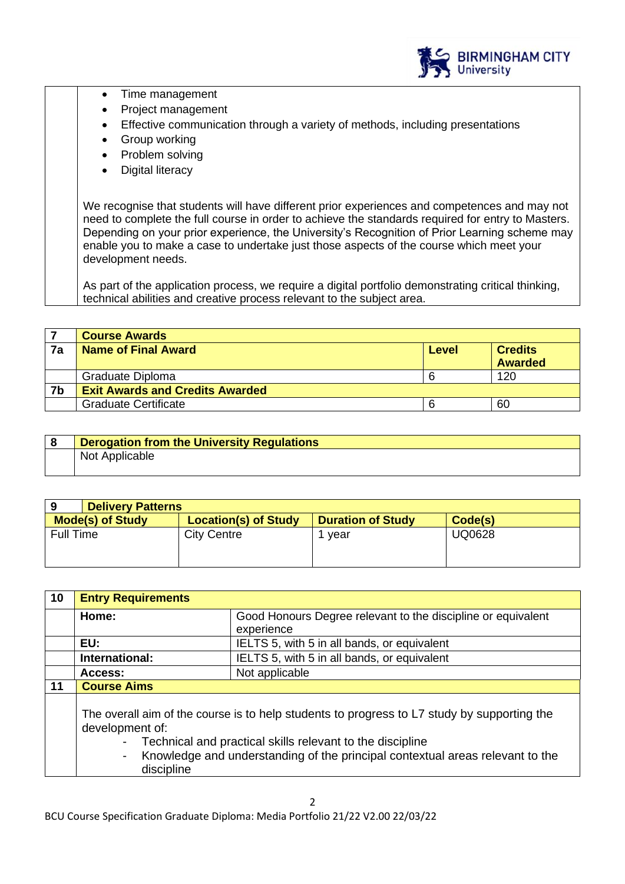- Time management
- Project management
- Effective communication through a variety of methods, including presentations
- Group working
- Problem solving
- Digital literacy

We recognise that students will have different prior experiences and competences and may not need to complete the full course in order to achieve the standards required for entry to Masters. Depending on your prior experience, the University's Recognition of Prior Learning scheme may enable you to make a case to undertake just those aspects of the course which meet your development needs.

As part of the application process, we require a digital portfolio demonstrating critical thinking, technical abilities and creative process relevant to the subject area.

| 7 | **Course Awards** | | |
|---|---|---|---|
| **7a** | **Name of Final Award** | **Level** | **Credits Awarded** |
| | Graduate Diploma | 6 | 120 |
| **7b** | **Exit Awards and Credits Awarded** | | |
| | Graduate Certificate | 6 | 60 |

| 8 | **Derogation from the University Regulations** |
|---|---|
| | Not Applicable |

| 9 | **Delivery Patterns** | | |
|---|---|---|---|
| **Mode(s) of Study** | **Location(s) of Study** | **Duration of Study** | **Code(s)** |
| Full Time | City Centre | 1 year | UQ0628 |

| 10 | **Entry Requirements** | |
|---|---|---|
| | **Home:** | Good Honours Degree relevant to the discipline or equivalent experience |
| | **EU:** | IELTS 5, with 5 in all bands, or equivalent |
| | **International:** | IELTS 5, with 5 in all bands, or equivalent |
| | **Access:** | Not applicable |

| 11 | **Course Aims** |
|---|---|
| | The overall aim of the course is to help students to progress to L7 study by supporting the development of:<br>- Technical and practical skills relevant to the discipline<br>- Knowledge and understanding of the principal contextual areas relevant to the discipline |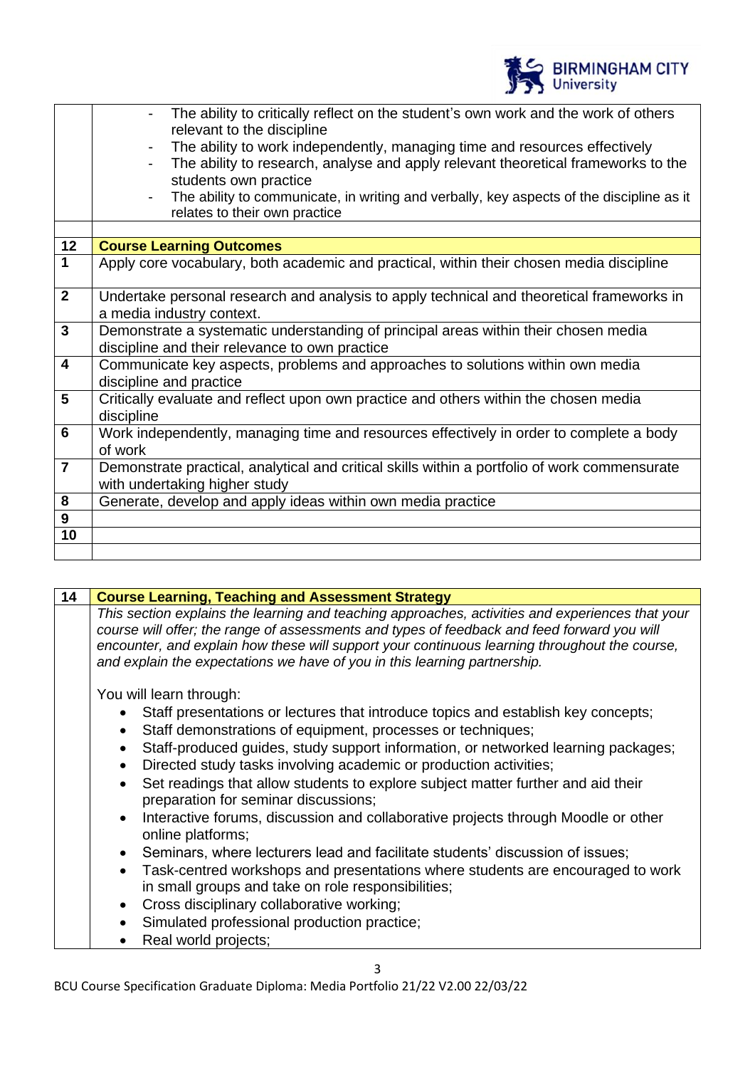| | |
|---|---|
| | - The ability to critically reflect on the student's own work and the work of others relevant to the discipline<br>- The ability to work independently, managing time and resources effectively<br>- The ability to research, analyse and apply relevant theoretical frameworks to the students own practice<br>- The ability to communicate, in writing and verbally, key aspects of the discipline as it relates to their own practice |
| | |
| **12** | **Course Learning Outcomes** |
| **1** | Apply core vocabulary, both academic and practical, within their chosen media discipline |
| **2** | Undertake personal research and analysis to apply technical and theoretical frameworks in a media industry context. |
| **3** | Demonstrate a systematic understanding of principal areas within their chosen media discipline and their relevance to own practice |
| **4** | Communicate key aspects, problems and approaches to solutions within own media discipline and practice |
| **5** | Critically evaluate and reflect upon own practice and others within the chosen media discipline |
| **6** | Work independently, managing time and resources effectively in order to complete a body of work |
| **7** | Demonstrate practical, analytical and critical skills within a portfolio of work commensurate with undertaking higher study |
| **8** | Generate, develop and apply ideas within own media practice |
| **9** | |
| **10** | |
| | |

| **14** | **Course Learning, Teaching and Assessment Strategy** |
|---|---|
| | *This section explains the learning and teaching approaches, activities and experiences that your course will offer; the range of assessments and types of feedback and feed forward you will encounter, and explain how these will support your continuous learning throughout the course, and explain the expectations we have of you in this learning partnership.*<br><br>You will learn through:<br>• Staff presentations or lectures that introduce topics and establish key concepts;<br>• Staff demonstrations of equipment, processes or techniques;<br>• Staff-produced guides, study support information, or networked learning packages;<br>• Directed study tasks involving academic or production activities;<br>• Set readings that allow students to explore subject matter further and aid their preparation for seminar discussions;<br>• Interactive forums, discussion and collaborative projects through Moodle or other online platforms;<br>• Seminars, where lecturers lead and facilitate students' discussion of issues;<br>• Task-centred workshops and presentations where students are encouraged to work in small groups and take on role responsibilities;<br>• Cross disciplinary collaborative working;<br>• Simulated professional production practice;<br>• Real world projects; |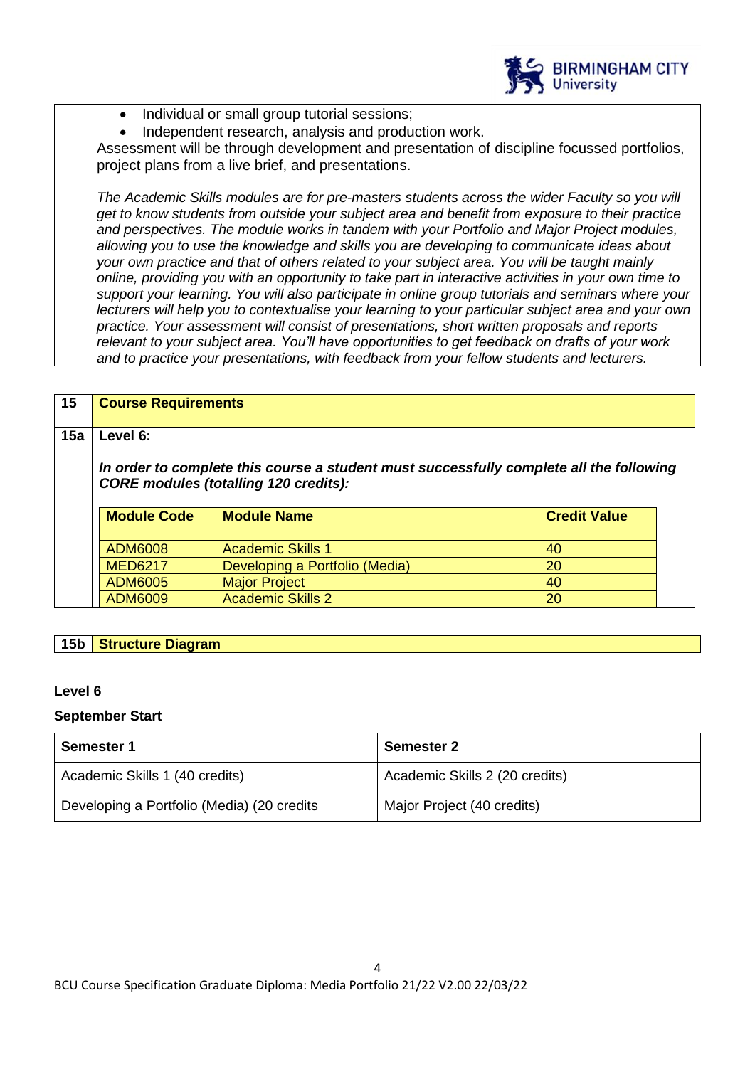- Individual or small group tutorial sessions;
- Independent research, analysis and production work.

Assessment will be through development and presentation of discipline focussed portfolios, project plans from a live brief, and presentations.

*The Academic Skills modules are for pre-masters students across the wider Faculty so you will get to know students from outside your subject area and benefit from exposure to their practice and perspectives. The module works in tandem with your Portfolio and Major Project modules, allowing you to use the knowledge and skills you are developing to communicate ideas about your own practice and that of others related to your subject area. You will be taught mainly online, providing you with an opportunity to take part in interactive activities in your own time to support your learning. You will also participate in online group tutorials and seminars where your lecturers will help you to contextualise your learning to your particular subject area and your own practice. Your assessment will consist of presentations, short written proposals and reports relevant to your subject area. You'll have opportunities to get feedback on drafts of your work and to practice your presentations, with feedback from your fellow students and lecturers.*

## 15 Course Requirements

### 15a Level 6:

***In order to complete this course a student must successfully complete all the following CORE modules (totalling 120 credits):***

| Module Code | Module Name | Credit Value |
|---|---|---|
| ADM6008 | Academic Skills 1 | 40 |
| MED6217 | Developing a Portfolio (Media) | 20 |
| ADM6005 | Major Project | 40 |
| ADM6009 | Academic Skills 2 | 20 |

### 15b Structure Diagram

**Level 6**

**September Start**

| Semester 1 | Semester 2 |
|---|---|
| Academic Skills 1 (40 credits) | Academic Skills 2 (20 credits) |
| Developing a Portfolio (Media) (20 credits | Major Project (40 credits) |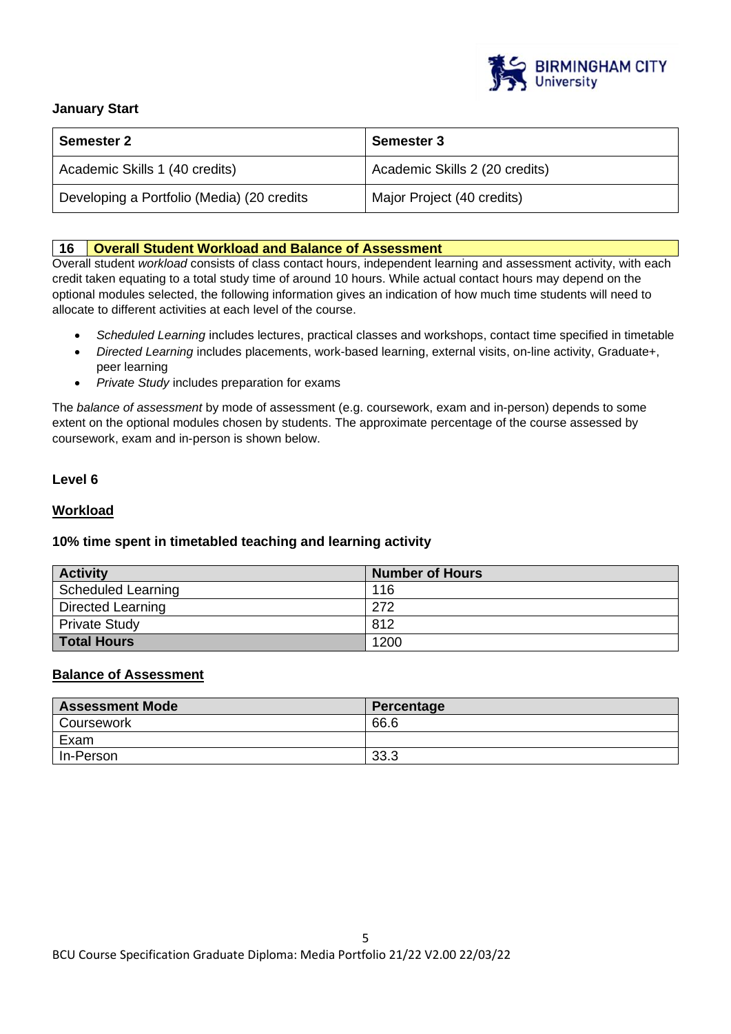**January Start**

| Semester 2 | Semester 3 |
|---|---|
| Academic Skills 1 (40 credits) | Academic Skills 2 (20 credits) |
| Developing a Portfolio (Media) (20 credits | Major Project (40 credits) |

## 16 Overall Student Workload and Balance of Assessment

Overall student *workload* consists of class contact hours, independent learning and assessment activity, with each credit taken equating to a total study time of around 10 hours. While actual contact hours may depend on the optional modules selected, the following information gives an indication of how much time students will need to allocate to different activities at each level of the course.

- *Scheduled Learning* includes lectures, practical classes and workshops, contact time specified in timetable
- *Directed Learning* includes placements, work-based learning, external visits, on-line activity, Graduate+, peer learning
- *Private Study* includes preparation for exams

The *balance of assessment* by mode of assessment (e.g. coursework, exam and in-person) depends to some extent on the optional modules chosen by students. The approximate percentage of the course assessed by coursework, exam and in-person is shown below.

**Level 6**

**Workload**

**10% time spent in timetabled teaching and learning activity**

| Activity | Number of Hours |
|---|---|
| Scheduled Learning | 116 |
| Directed Learning | 272 |
| Private Study | 812 |
| **Total Hours** | 1200 |

**Balance of Assessment**

| Assessment Mode | Percentage |
|---|---|
| Coursework | 66.6 |
| Exam | |
| In-Person | 33.3 |